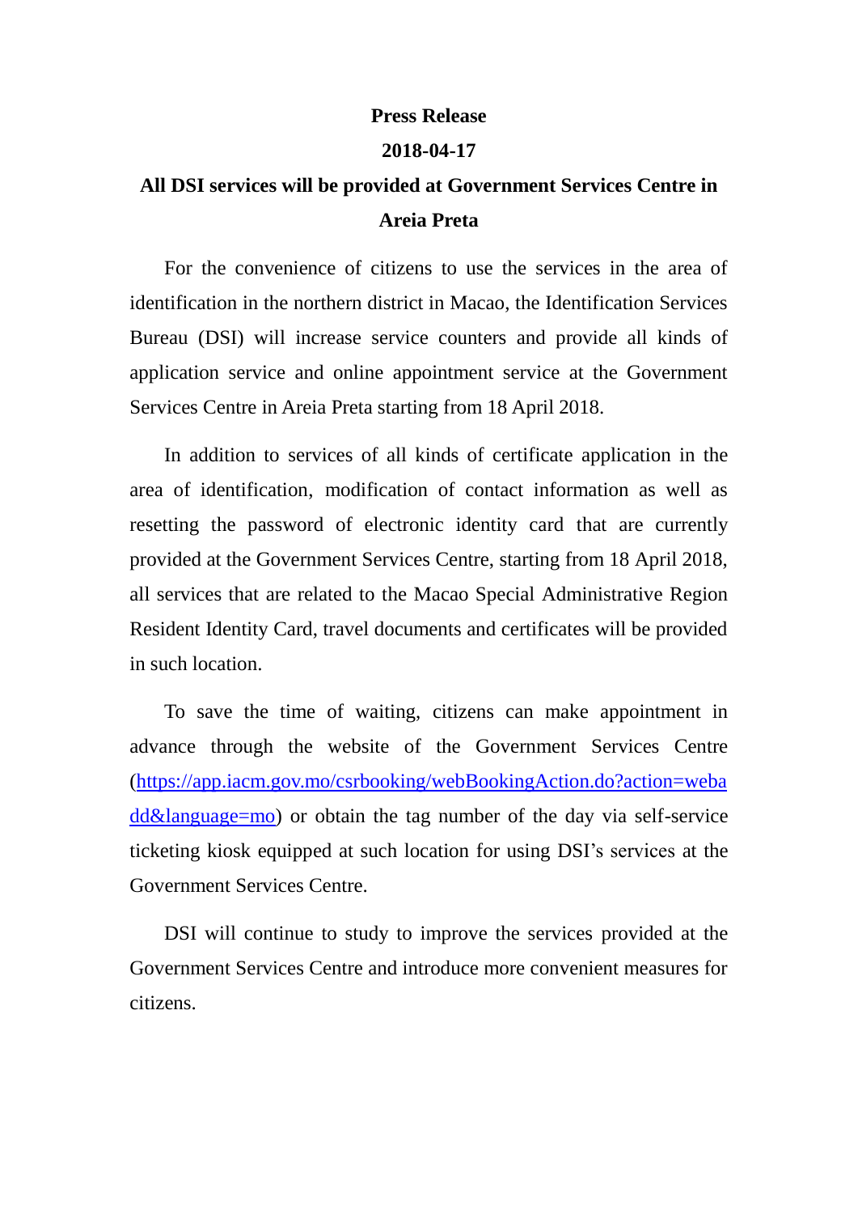**Press Release**

**2018-04-17**

# All DSI services will be provided at Government Services Centre in Areia Preta

For the convenience of citizens to use the services in the area of identification in the northern district in Macao, the Identification Services Bureau (DSI) will increase service counters and provide all kinds of application service and online appointment service at the Government Services Centre in Areia Preta starting from 18 April 2018.

In addition to services of all kinds of certificate application in the area of identification, modification of contact information as well as resetting the password of electronic identity card that are currently provided at the Government Services Centre, starting from 18 April 2018, all services that are related to the Macao Special Administrative Region Resident Identity Card, travel documents and certificates will be provided in such location.

To save the time of waiting, citizens can make appointment in advance through the website of the Government Services Centre ([https://app.iacm.gov.mo/csrbooking/webBookingAction.do?action=webadd&language=mo](https://app.iacm.gov.mo/csrbooking/webBookingAction.do?action=webadd&language=mo)) or obtain the tag number of the day via self-service ticketing kiosk equipped at such location for using DSI's services at the Government Services Centre.

DSI will continue to study to improve the services provided at the Government Services Centre and introduce more convenient measures for citizens.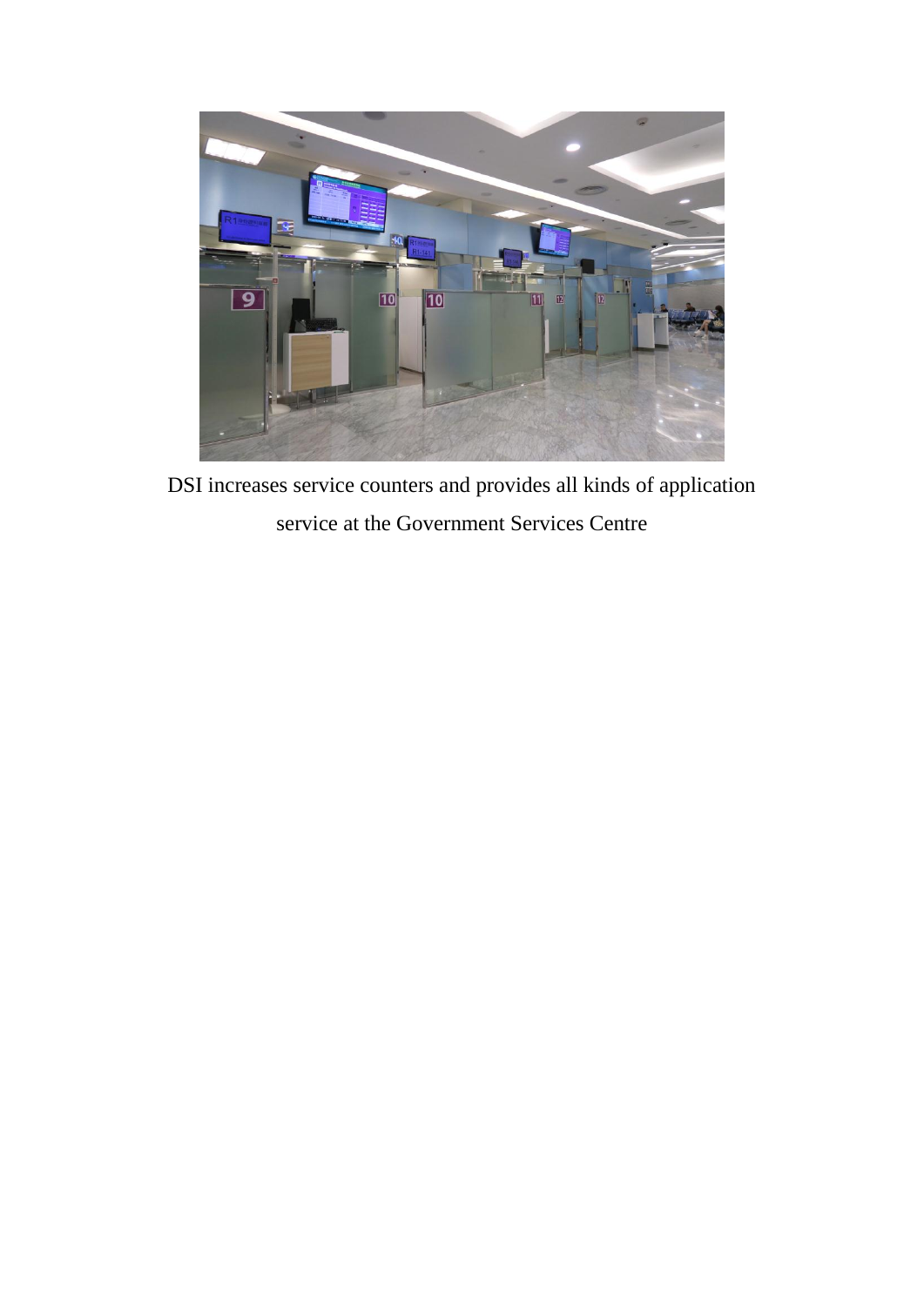DSI increases service counters and provides all kinds of application service at the Government Services Centre